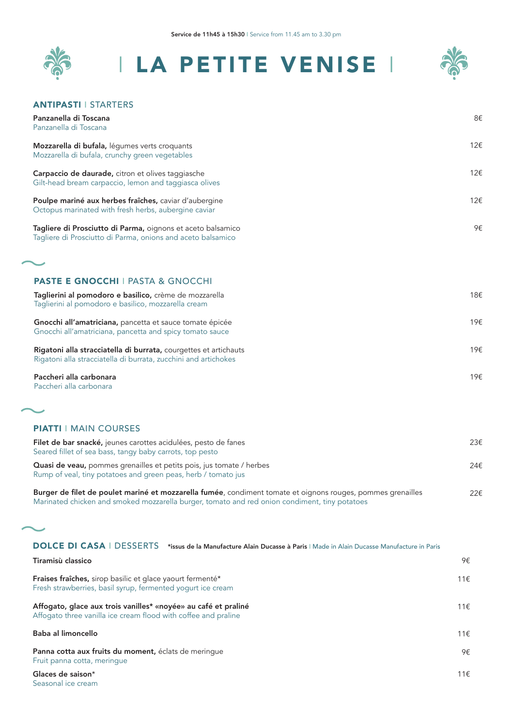**Service de 11h45 à 15h30** | Service from 11.45 am to 3.30 pm

# | LA PETITE VENISE |

## ANTIPASTI | STARTERS

**Panzanella di Toscana** — 8€
Panzanella di Toscana

**Mozzarella di bufala,** légumes verts croquants — 12€
Mozzarella di bufala, crunchy green vegetables

**Carpaccio de daurade,** citron et olives taggiasche — 12€
Gilt-head bream carpaccio, lemon and taggiasca olives

**Poulpe mariné aux herbes fraîches,** caviar d'aubergine — 12€
Octopus marinated with fresh herbs, aubergine caviar

**Tagliere di Prosciutto di Parma,** oignons et aceto balsamico — 9€
Tagliere di Prosciutto di Parma, onions and aceto balsamico

## PASTE E GNOCCHI | PASTA & GNOCCHI

**Taglierini al pomodoro e basilico,** crème de mozzarella — 18€
Taglierini al pomodoro e basilico, mozzarella cream

**Gnocchi all'amatriciana,** pancetta et sauce tomate épicée — 19€
Gnocchi all'amatriciana, pancetta and spicy tomato sauce

**Rigatoni alla stracciatella di burrata,** courgettes et artichauts — 19€
Rigatoni alla stracciatella di burrata, zucchini and artichokes

**Paccheri alla carbonara** — 19€
Paccheri alla carbonara

## PIATTI | MAIN COURSES

**Filet de bar snacké,** jeunes carottes acidulées, pesto de fanes — 23€
Seared fillet of sea bass, tangy baby carrots, top pesto

**Quasi de veau,** pommes grenailles et petits pois, jus tomate / herbes — 24€
Rump of veal, tiny potatoes and green peas, herb / tomato jus

**Burger de filet de poulet mariné et mozzarella fumée**, condiment tomate et oignons rouges, pommes grenailles — 22€
Marinated chicken and smoked mozzarella burger, tomato and red onion condiment, tiny potatoes

## DOLCE DI CASA | DESSERTS

***issus de la Manufacture Alain Ducasse à Paris** | Made in Alain Ducasse Manufacture in Paris

**Tiramisù classico** — 9€

**Fraises fraîches,** sirop basilic et glace yaourt fermenté* — 11€
Fresh strawberries, basil syrup, fermented yogurt ice cream

**Affogato, glace aux trois vanilles* «noyée» au café et praliné** — 11€
Affogato three vanilla ice cream flood with coffee and praline

**Baba al limoncello** — 11€

**Panna cotta aux fruits du moment,** éclats de meringue — 9€
Fruit panna cotta, meringue

**Glaces de saison*** — 11€
Seasonal ice cream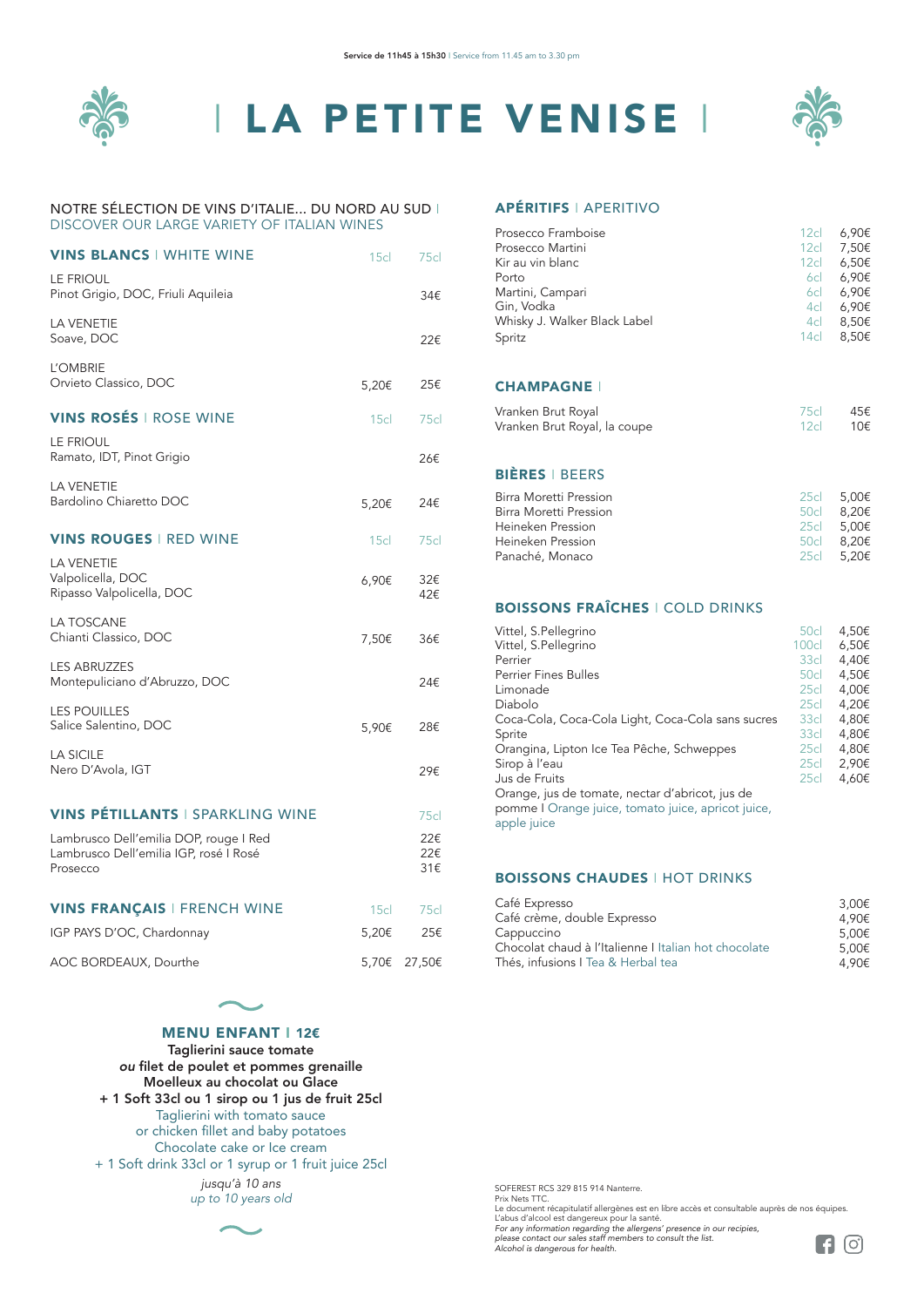Service de 11h45 à 15h30 | Service from 11.45 am to 3.30 pm

# | LA PETITE VENISE |

## NOTRE SÉLECTION DE VINS D'ITALIE... DU NORD AU SUD | DISCOVER OUR LARGE VARIETY OF ITALIAN WINES

### VINS BLANCS | WHITE WINE

| | 15cl | 75cl |
|---|---|---|
| LE FRIOUL<br>Pinot Grigio, DOC, Friuli Aquileia | | 34€ |
| LA VENETIE<br>Soave, DOC | | 22€ |
| L'OMBRIE<br>Orvieto Classico, DOC | 5,20€ | 25€ |

### VINS ROSÉS | ROSE WINE

| | 15cl | 75cl |
|---|---|---|
| LE FRIOUL<br>Ramato, IDT, Pinot Grigio | | 26€ |
| LA VENETIE<br>Bardolino Chiaretto DOC | 5,20€ | 24€ |

### VINS ROUGES | RED WINE

| | 15cl | 75cl |
|---|---|---|
| LA VENETIE<br>Valpolicella, DOC | 6,90€ | 32€ |
| Ripasso Valpolicella, DOC | | 42€ |
| LA TOSCANE<br>Chianti Classico, DOC | 7,50€ | 36€ |
| LES ABRUZZES<br>Montepulciano d'Abruzzo, DOC | | 24€ |
| LES POUILLES<br>Salice Salentino, DOC | 5,90€ | 28€ |
| LA SICILE<br>Nero D'Avola, IGT | | 29€ |

### VINS PÉTILLANTS | SPARKLING WINE

| | 75cl |
|---|---|
| Lambrusco Dell'emilia DOP, rouge I Red | 22€ |
| Lambrusco Dell'emilia IGP, rosé I Rosé | 22€ |
| Prosecco | 31€ |

### VINS FRANÇAIS | FRENCH WINE

| | 15cl | 75cl |
|---|---|---|
| IGP PAYS D'OC, Chardonnay | 5,20€ | 25€ |
| AOC BORDEAUX, Dourthe | 5,70€ | 27,50€ |

### MENU ENFANT | 12€

**Taglierini sauce tomate**
***ou* filet de poulet et pommes grenaille**
**Moelleux au chocolat ou Glace**
**+ 1 Soft 33cl ou 1 sirop ou 1 jus de fruit 25cl**

Taglierini with tomato sauce
or chicken fillet and baby potatoes
Chocolate cake or Ice cream
+ 1 Soft drink 33cl or 1 syrup or 1 fruit juice 25cl

*jusqu'à 10 ans*
*up to 10 years old*

### APÉRITIFS | APERITIVO

| | | |
|---|---|---|
| Prosecco Framboise | 12cl | 6,90€ |
| Prosecco Martini | 12cl | 7,50€ |
| Kir au vin blanc | 12cl | 6,50€ |
| Porto | 6cl | 6,90€ |
| Martini, Campari | 6cl | 6,90€ |
| Gin, Vodka | 4cl | 6,90€ |
| Whisky J. Walker Black Label | 4cl | 8,50€ |
| Spritz | 14cl | 8,50€ |

### CHAMPAGNE |

| | | |
|---|---|---|
| Vranken Brut Royal | 75cl | 45€ |
| Vranken Brut Royal, la coupe | 12cl | 10€ |

### BIÈRES | BEERS

| | | |
|---|---|---|
| Birra Moretti Pression | 25cl | 5,00€ |
| Birra Moretti Pression | 50cl | 8,20€ |
| Heineken Pression | 25cl | 5,00€ |
| Heineken Pression | 50cl | 8,20€ |
| Panaché, Monaco | 25cl | 5,20€ |

### BOISSONS FRAÎCHES | COLD DRINKS

| | | |
|---|---|---|
| Vittel, S.Pellegrino | 50cl | 4,50€ |
| Vittel, S.Pellegrino | 100cl | 6,50€ |
| Perrier | 33cl | 4,40€ |
| Perrier Fines Bulles | 50cl | 4,50€ |
| Limonade | 25cl | 4,00€ |
| Diabolo | 25cl | 4,20€ |
| Coca-Cola, Coca-Cola Light, Coca-Cola sans sucres | 33cl | 4,80€ |
| Sprite | 33cl | 4,80€ |
| Orangina, Lipton Ice Tea Pêche, Schweppes | 25cl | 4,80€ |
| Sirop à l'eau | 25cl | 2,90€ |
| Jus de Fruits | 25cl | 4,60€ |

Orange, jus de tomate, nectar d'abricot, jus de pomme I Orange juice, tomato juice, apricot juice, apple juice

### BOISSONS CHAUDES | HOT DRINKS

| | |
|---|---|
| Café Expresso | 3,00€ |
| Café crème, double Expresso | 4,90€ |
| Cappuccino | 5,00€ |
| Chocolat chaud à l'Italienne I Italian hot chocolate | 5,00€ |
| Thés, infusions I Tea & Herbal tea | 4,90€ |

SOFEREST RCS 329 815 914 Nanterre.
Prix Nets TTC.
Le document récapitulatif allergènes est en libre accès et consultable auprès de nos équipes.
L'abus d'alcool est dangereux pour la santé.
*For any information regarding the allergens' presence in our recipies, please contact our sales staff members to consult the list.*
*Alcohol is dangerous for health.*